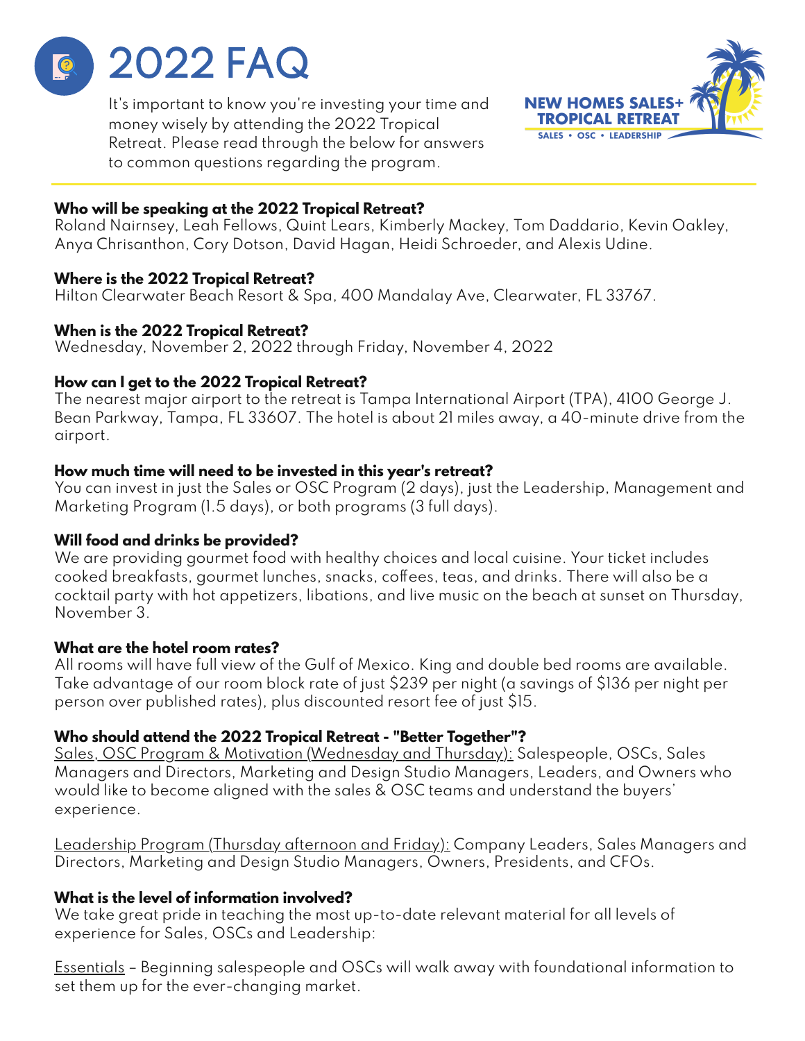# 2022 FAQ

It's important to know you're investing your time and money wisely by attending the 2022 Tropical Retreat. Please read through the below for answers to common questions regarding the program.

NEW HOMES SALES+ TROPICAL RETREAT
SALES • OSC • LEADERSHIP

**Who will be speaking at the 2022 Tropical Retreat?**
Roland Nairnsey, Leah Fellows, Quint Lears, Kimberly Mackey, Tom Daddario, Kevin Oakley, Anya Chrisanthon, Cory Dotson, David Hagan, Heidi Schroeder, and Alexis Udine.

**Where is the 2022 Tropical Retreat?**
Hilton Clearwater Beach Resort & Spa, 400 Mandalay Ave, Clearwater, FL 33767.

**When is the 2022 Tropical Retreat?**
Wednesday, November 2, 2022 through Friday, November 4, 2022

**How can I get to the 2022 Tropical Retreat?**
The nearest major airport to the retreat is Tampa International Airport (TPA), 4100 George J. Bean Parkway, Tampa, FL 33607. The hotel is about 21 miles away, a 40-minute drive from the airport.

**How much time will need to be invested in this year's retreat?**
You can invest in just the Sales or OSC Program (2 days), just the Leadership, Management and Marketing Program (1.5 days), or both programs (3 full days).

**Will food and drinks be provided?**
We are providing gourmet food with healthy choices and local cuisine. Your ticket includes cooked breakfasts, gourmet lunches, snacks, coffees, teas, and drinks. There will also be a cocktail party with hot appetizers, libations, and live music on the beach at sunset on Thursday, November 3.

**What are the hotel room rates?**
All rooms will have full view of the Gulf of Mexico. King and double bed rooms are available. Take advantage of our room block rate of just $239 per night (a savings of $136 per night per person over published rates), plus discounted resort fee of just $15.

**Who should attend the 2022 Tropical Retreat - "Better Together"?**
Sales, OSC Program & Motivation (Wednesday and Thursday): Salespeople, OSCs, Sales Managers and Directors, Marketing and Design Studio Managers, Leaders, and Owners who would like to become aligned with the sales & OSC teams and understand the buyers' experience.

Leadership Program (Thursday afternoon and Friday): Company Leaders, Sales Managers and Directors, Marketing and Design Studio Managers, Owners, Presidents, and CFOs.

**What is the level of information involved?**
We take great pride in teaching the most up-to-date relevant material for all levels of experience for Sales, OSCs and Leadership:

Essentials – Beginning salespeople and OSCs will walk away with foundational information to set them up for the ever-changing market.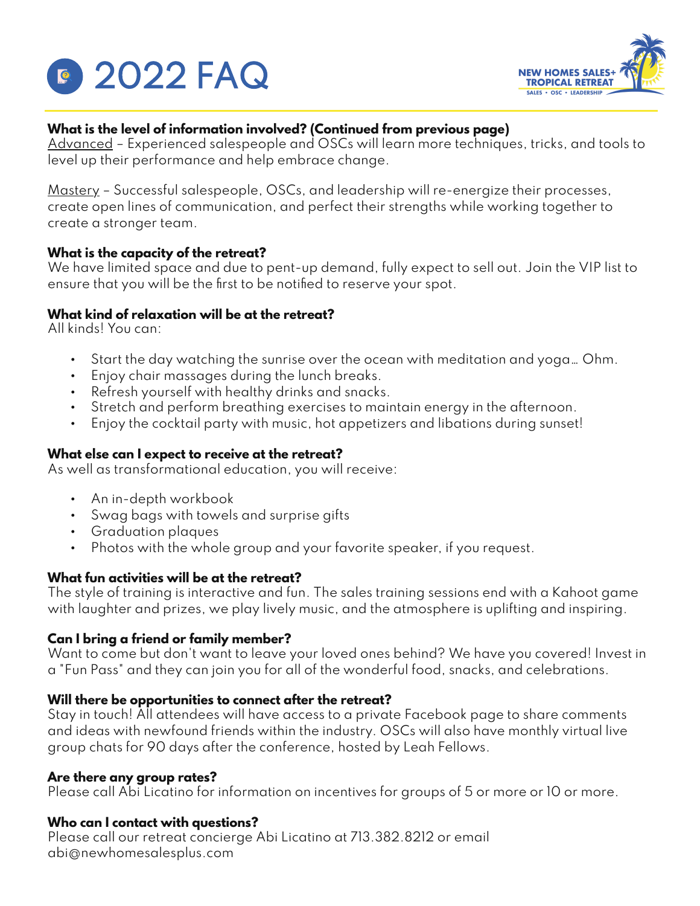# 2022 FAQ

NEW HOMES SALES+ TROPICAL RETREAT
SALES • OSC • LEADERSHIP

**What is the level of information involved? (Continued from previous page)**
Advanced – Experienced salespeople and OSCs will learn more techniques, tricks, and tools to level up their performance and help embrace change.

Mastery – Successful salespeople, OSCs, and leadership will re-energize their processes, create open lines of communication, and perfect their strengths while working together to create a stronger team.

**What is the capacity of the retreat?**
We have limited space and due to pent-up demand, fully expect to sell out. Join the VIP list to ensure that you will be the first to be notified to reserve your spot.

**What kind of relaxation will be at the retreat?**
All kinds! You can:

- Start the day watching the sunrise over the ocean with meditation and yoga… Ohm.
- Enjoy chair massages during the lunch breaks.
- Refresh yourself with healthy drinks and snacks.
- Stretch and perform breathing exercises to maintain energy in the afternoon.
- Enjoy the cocktail party with music, hot appetizers and libations during sunset!

**What else can I expect to receive at the retreat?**
As well as transformational education, you will receive:

- An in-depth workbook
- Swag bags with towels and surprise gifts
- Graduation plaques
- Photos with the whole group and your favorite speaker, if you request.

**What fun activities will be at the retreat?**
The style of training is interactive and fun. The sales training sessions end with a Kahoot game with laughter and prizes, we play lively music, and the atmosphere is uplifting and inspiring.

**Can I bring a friend or family member?**
Want to come but don't want to leave your loved ones behind? We have you covered! Invest in a "Fun Pass" and they can join you for all of the wonderful food, snacks, and celebrations.

**Will there be opportunities to connect after the retreat?**
Stay in touch! All attendees will have access to a private Facebook page to share comments and ideas with newfound friends within the industry. OSCs will also have monthly virtual live group chats for 90 days after the conference, hosted by Leah Fellows.

**Are there any group rates?**
Please call Abi Licatino for information on incentives for groups of 5 or more or 10 or more.

**Who can I contact with questions?**
Please call our retreat concierge Abi Licatino at 713.382.8212 or email abi@newhomesalesplus.com